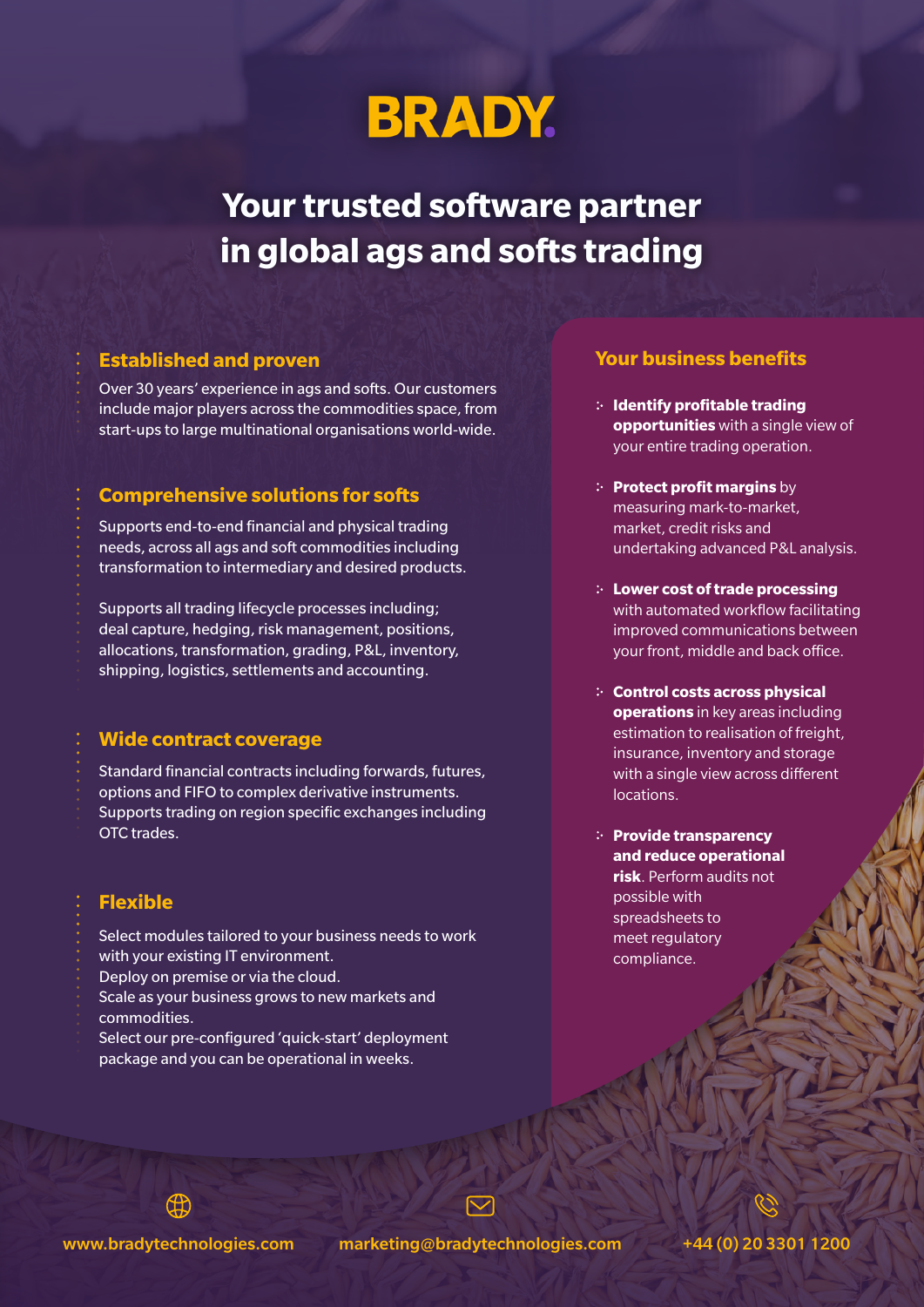# BRADY

## Your trusted software partner in global ags and softs trading

### Established and proven

Over 30 years' experience in ags and softs. Our customers include major players across the commodities space, from start-ups to large multinational organisations world-wide.

### Comprehensive solutions for softs

Supports end-to-end financial and physical trading needs, across all ags and soft commodities including transformation to intermediary and desired products.

Supports all trading lifecycle processes including; deal capture, hedging, risk management, positions, allocations, transformation, grading, P&L, inventory, shipping, logistics, settlements and accounting.

### Wide contract coverage

Standard financial contracts including forwards, futures, options and FIFO to complex derivative instruments. Supports trading on region specific exchanges including OTC trades.

### Flexible

Select modules tailored to your business needs to work with your existing IT environment.
Deploy on premise or via the cloud.
Scale as your business grows to new markets and commodities.
Select our pre-configured 'quick-start' deployment package and you can be operational in weeks.

### Your business benefits

- **Identify profitable trading opportunities** with a single view of your entire trading operation.
- **Protect profit margins** by measuring mark-to-market, market, credit risks and undertaking advanced P&L analysis.
- **Lower cost of trade processing** with automated workflow facilitating improved communications between your front, middle and back office.
- **Control costs across physical operations** in key areas including estimation to realisation of freight, insurance, inventory and storage with a single view across different locations.
- **Provide transparency and reduce operational risk**. Perform audits not possible with spreadsheets to meet regulatory compliance.

www.bradytechnologies.com | marketing@bradytechnologies.com | +44 (0) 20 3301 1200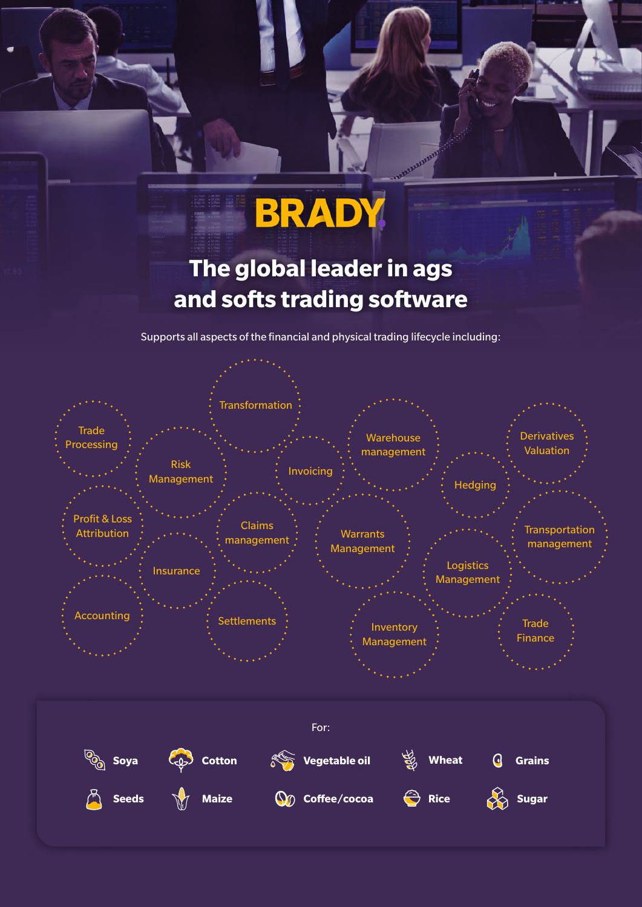# BRADY

## The global leader in ags and softs trading software

Supports all aspects of the financial and physical trading lifecycle including:

- Trade Processing
- Transformation
- Risk Management
- Invoicing
- Warehouse management
- Derivatives Valuation
- Hedging
- Profit & Loss Attribution
- Claims management
- Warrants Management
- Transportation management
- Insurance
- Logistics Management
- Accounting
- Settlements
- Inventory Management
- Trade Finance

For:

- Soya
- Cotton
- Vegetable oil
- Wheat
- Grains
- Seeds
- Maize
- Coffee/cocoa
- Rice
- Sugar